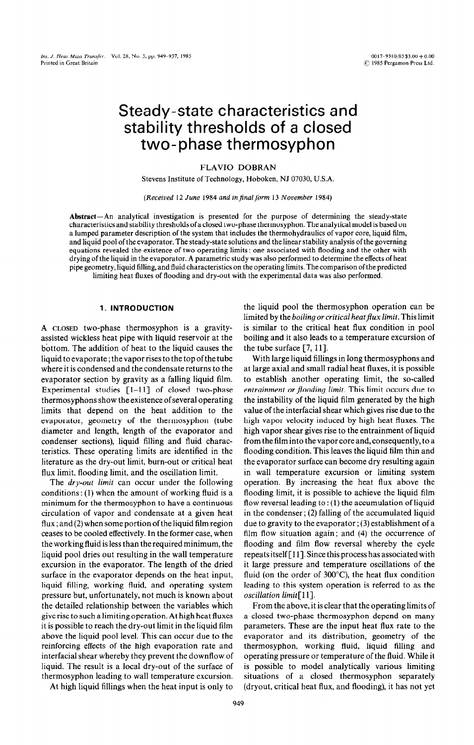# Steady-state characteristics and stability thresholds of a closed two-phase thermosyphon

FLAVIO DOBRAN

Stevens Institute of Technology, Hoboken, NJ 07030, U.S.A.

*(Received 12 June 1984 and in final form 13 November 1984)*

**Abstract**—An analytical investigation is presented for the purpose of determining the steady-state characteristics and stability thresholds of a closed two-phase thermosyphon. The analytical model is based on a lumped parameter description of the system that includes the thermohydraulics of vapor core, liquid film, and liquid pool of the evaporator. The steady-state solutions and the linear stability analysis of the governing equations revealed the existence of two operating limits: one associated with flooding and the other with drying of the liquid in the evaporator. A parametric study was also performed to determine the effects of heat pipe geometry, liquid filling, and fluid characteristics on the operating limits. The comparison of the predicted limiting heat fluxes of flooding and dry-out with the experimental data was also performed.

## 1. INTRODUCTION

A CLOSED two-phase thermosyphon is a gravity-assisted wickless heat pipe with liquid reservoir at the bottom. The addition of heat to the liquid causes the liquid to evaporate; the vapor rises to the top of the tube where it is condensed and the condensate returns to the evaporator section by gravity as a falling liquid film. Experimental studies [1–11] of closed two-phase thermosyphons show the existence of several operating limits that depend on the heat addition to the evaporator, geometry of the thermosyphon (tube diameter and length, length of the evaporator and condenser sections), liquid filling and fluid characteristics. These operating limits are identified in the literature as the dry-out limit, burn-out or critical heat flux limit, flooding limit, and the oscillation limit.

The *dry-out limit* can occur under the following conditions: (1) when the amount of working fluid is a minimum for the thermosyphon to have a continuous circulation of vapor and condensate at a given heat flux; and (2) when some portion of the liquid film region ceases to be cooled effectively. In the former case, when the working fluid is less than the required minimum, the liquid pool dries out resulting in the wall temperature excursion in the evaporator. The length of the dried surface in the evaporator depends on the heat input, liquid filling, working fluid, and operating system pressure but, unfortunately, not much is known about the detailed relationship between the variables which give rise to such a limiting operation. At high heat fluxes it is possible to reach the dry-out limit in the liquid film above the liquid pool level. This can occur due to the reinforcing effects of the high evaporation rate and interfacial shear whereby they prevent the downflow of liquid. The result is a local dry-out of the surface of thermosyphon leading to wall temperature excursion.

At high liquid fillings when the heat input is only to the liquid pool the thermosyphon operation can be limited by the *boiling or critical heat flux limit*. This limit is similar to the critical heat flux condition in pool boiling and it also leads to a temperature excursion of the tube surface [7, 11].

With large liquid fillings in long thermosyphons and at large axial and small radial heat fluxes, it is possible to establish another operating limit, the so-called *entrainment or flooding limit*. This limit occurs due to the instability of the liquid film generated by the high value of the interfacial shear which gives rise due to the high vapor velocity induced by high heat fluxes. The high vapor shear gives rise to the entrainment of liquid from the film into the vapor core and, consequently, to a flooding condition. This leaves the liquid film thin and the evaporator surface can become dry resulting again in wall temperature excursion or limiting system operation. By increasing the heat flux above the flooding limit, it is possible to achieve the liquid film flow reversal leading to: (1) the accumulation of liquid in the condenser; (2) falling of the accumulated liquid due to gravity to the evaporator; (3) establishment of a film flow situation again; and (4) the occurrence of flooding and film flow reversal whereby the cycle repeats itself [11]. Since this process has associated with it large pressure and temperature oscillations of the fluid (on the order of 300°C), the heat flux condition leading to this system operation is referred to as the *oscillation limit* [11].

From the above, it is clear that the operating limits of a closed two-phase thermosyphon depend on many parameters. These are the input heat flux rate to the evaporator and its distribution, geometry of the thermosyphon, working fluid, liquid filling and operating pressure or temperature of the fluid. While it is possible to model analytically various limiting situations of a closed thermosyphon separately (dryout, critical heat flux, and flooding), it has not yet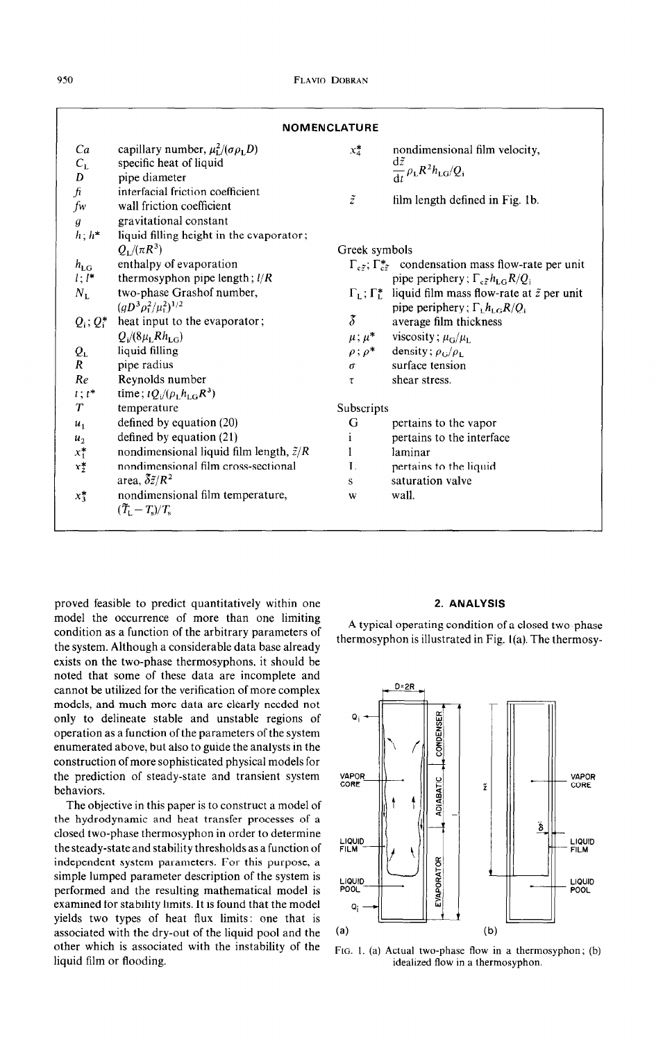## NOMENCLATURE

| | |
|---|---|
| $Ca$ | capillary number, $\mu_L^2/(\sigma\rho_L D)$ |
| $C_L$ | specific heat of liquid |
| $D$ | pipe diameter |
| $fi$ | interfacial friction coefficient |
| $fw$ | wall friction coefficient |
| $g$ | gravitational constant |
| $h$; $h^*$ | liquid filling height in the evaporator; $Q_L/(\pi R^3)$ |
| $h_{LG}$ | enthalpy of evaporation |
| $l$; $l^*$ | thermosyphon pipe length; $l/R$ |
| $N_L$ | two-phase Grashof number, $(gD^3\rho_L^2/\mu_L^2)^{1/2}$ |
| $Q_i$; $Q_i^*$ | heat input to the evaporator; $Q_i/(8\mu_L R h_{LG})$ |
| $Q_L$ | liquid filling |
| $R$ | pipe radius |
| $Re$ | Reynolds number |
| $t$; $t^*$ | time; $tQ_i/(\rho_L h_{LG} R^3)$ |
| $T$ | temperature |
| $u_1$ | defined by equation (20) |
| $u_2$ | defined by equation (21) |
| $x_1^*$ | nondimensional liquid film length, $\tilde{z}/R$ |
| $x_2^*$ | nondimensional film cross-sectional area, $\bar{\delta}\tilde{z}/R^2$ |
| $x_3^*$ | nondimensional film temperature, $(\bar{T}_L - T_s)/T_s$ |
| $x_4^*$ | nondimensional film velocity, $\frac{d\tilde{z}}{dt}\rho_L R^2 h_{LG}/Q_i$ |
| $\tilde{z}$ | film length defined in Fig. 1b. |

Greek symbols

| | |
|---|---|
| $\Gamma_{c\tilde{z}}$; $\Gamma_{c\tilde{z}}^*$ | condensation mass flow-rate per unit pipe periphery; $\Gamma_{c\tilde{z}} h_{LG} R/Q_i$ |
| $\Gamma_L$; $\Gamma_L^*$ | liquid film mass flow-rate at $\tilde{z}$ per unit pipe periphery; $\Gamma_L h_{LG} R/Q_i$ |
| $\bar{\delta}$ | average film thickness |
| $\mu$; $\mu^*$ | viscosity; $\mu_G/\mu_L$ |
| $\rho$; $\rho^*$ | density; $\rho_G/\rho_L$ |
| $\sigma$ | surface tension |
| $\tau$ | shear stress. |

Subscripts

| | |
|---|---|
| G | pertains to the vapor |
| i | pertains to the interface |
| l | laminar |
| L | pertains to the liquid |
| s | saturation valve |
| w | wall. |

proved feasible to predict quantitatively within one model the occurrence of more than one limiting condition as a function of the arbitrary parameters of the system. Although a considerable data base already exists on the two-phase thermosyphons, it should be noted that some of these data are incomplete and cannot be utilized for the verification of more complex models, and much more data are clearly needed not only to delineate stable and unstable regions of operation as a function of the parameters of the system enumerated above, but also to guide the analysts in the construction of more sophisticated physical models for the prediction of steady-state and transient system behaviors.

The objective in this paper is to construct a model of the hydrodynamic and heat transfer processes of a closed two-phase thermosyphon in order to determine the steady-state and stability thresholds as a function of independent system parameters. For this purpose, a simple lumped parameter description of the system is performed and the resulting mathematical model is examined for stability limits. It is found that the model yields two types of heat flux limits: one that is associated with the dry-out of the liquid pool and the other which is associated with the instability of the liquid film or flooding.

## 2. ANALYSIS

A typical operating condition of a closed two-phase thermosyphon is illustrated in Fig. 1(a). The thermosy-

FIG. 1. (a) Actual two-phase flow in a thermosyphon; (b) idealized flow in a thermosyphon.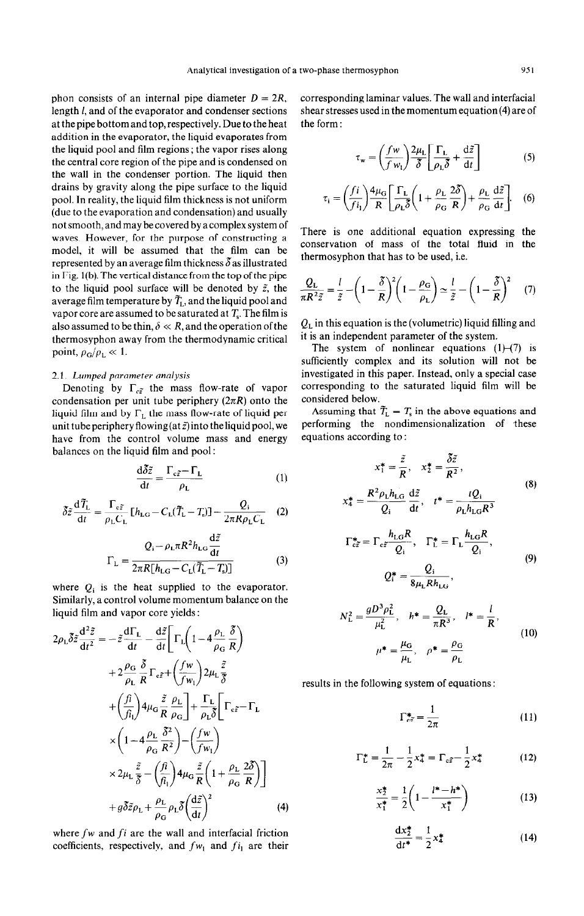phon consists of an internal pipe diameter $D = 2R$, length $l$, and of the evaporator and condenser sections at the pipe bottom and top, respectively. Due to the heat addition in the evaporator, the liquid evaporates from the liquid pool and film regions; the vapor rises along the central core region of the pipe and is condensed on the wall in the condenser portion. The liquid then drains by gravity along the pipe surface to the liquid pool. In reality, the liquid film thickness is not uniform (due to the evaporation and condensation) and usually not smooth, and may be covered by a complex system of waves. However, for the purpose of constructing a model, it will be assumed that the film can be represented by an average film thickness $\bar{\delta}$ as illustrated in Fig. 1(b). The vertical distance from the top of the pipe to the liquid pool surface will be denoted by $\bar{z}$, the average film temperature by $\bar{T}_L$, and the liquid pool and vapor core are assumed to be saturated at $T_s$. The film is also assumed to be thin, $\delta \ll R$, and the operation of the thermosyphon away from the thermodynamic critical point, $\rho_G/\rho_L \ll 1$.

### 2.1. Lumped parameter analysis

Denoting by $\Gamma_{c\bar{z}}$ the mass flow-rate of vapor condensation per unit tube periphery ($2\pi R$) onto the liquid film and by $\Gamma_L$ the mass flow-rate of liquid per unit tube periphery flowing (at $\bar{z}$) into the liquid pool, we have from the control volume mass and energy balances on the liquid film and pool:

$$\frac{d\bar{\delta}\bar{z}}{dt} = \frac{\Gamma_{c\bar{z}} - \Gamma_L}{\rho_L} \tag{1}$$

$$\bar{\delta}\bar{z}\frac{d\bar{T}_L}{dt} = \frac{\Gamma_{c\bar{z}}}{\rho_L C_L}[h_{LG} - C_L(\bar{T}_L - T_s)] - \frac{Q_i}{2\pi R \rho_L C_L} \tag{2}$$

$$\Gamma_L = \frac{Q_i - \rho_L \pi R^2 h_{LG}\dfrac{d\bar{z}}{dt}}{2\pi R[h_{LG} - C_L(\bar{T}_L - T_s)]} \tag{3}$$

where $Q_i$ is the heat supplied to the evaporator. Similarly, a control volume momentum balance on the liquid film and vapor core yields:

$$\begin{aligned}
2\rho_L\bar{\delta}\bar{z}\frac{d^2\bar{z}}{dt^2} = & -\bar{z}\frac{d\Gamma_L}{dt} - \frac{d\bar{z}}{dt}\left[\Gamma_L\left(1 - 4\frac{\rho_L}{\rho_G}\frac{\bar{\delta}}{R}\right)\right. \\
& + 2\frac{\rho_G}{\rho_L}\frac{\bar{\delta}}{R}\Gamma_{c\bar{z}} + \left(\frac{fw}{fw_l}\right)2\mu_L\frac{\bar{z}}{\bar{\delta}} \\
& \left. + \left(\frac{fi}{fi_l}\right)4\mu_G\frac{\bar{z}}{R}\frac{\rho_L}{\rho_G}\right] + \frac{\Gamma_L}{\rho_L\bar{\delta}}\left[\Gamma_{c\bar{z}} - \Gamma_L\right. \\
& \times\left(1 - 4\frac{\rho_L}{\rho_G}\frac{\bar{\delta}^2}{R^2}\right) - \left(\frac{fw}{fw_l}\right) \\
& \left. \times 2\mu_L\frac{\bar{z}}{\bar{\delta}} - \left(\frac{fi}{fi_l}\right)4\mu_G\frac{\bar{z}}{R}\left(1 + \frac{\rho_L}{\rho_G}\frac{2\bar{\delta}}{R}\right)\right] \\
& + g\bar{\delta}\bar{z}\rho_L + \frac{\rho_L}{\rho_G}\rho_L\bar{\delta}\left(\frac{d\bar{z}}{dt}\right)^2
\end{aligned} \tag{4}$$

where $fw$ and $fi$ are the wall and interfacial friction coefficients, respectively, and $fw_l$ and $fi_l$ are their corresponding laminar values. The wall and interfacial shear stresses used in the momentum equation (4) are of the form:

$$\tau_w = \left(\frac{fw}{fw_l}\right)\frac{2\mu_L}{\bar{\delta}}\left[\frac{\Gamma_L}{\rho_L\bar{\delta}} + \frac{d\bar{z}}{dt}\right] \tag{5}$$

$$\tau_i = \left(\frac{fi}{fi_l}\right)\frac{4\mu_G}{R}\left[\frac{\Gamma_L}{\rho_L\bar{\delta}}\left(1 + \frac{\rho_L}{\rho_G}\frac{2\bar{\delta}}{R}\right) + \frac{\rho_L}{\rho_G}\frac{d\bar{z}}{dt}\right]. \tag{6}$$

There is one additional equation expressing the conservation of mass of the total fluid in the thermosyphon that has to be used, i.e.

$$\frac{Q_L}{\pi R^2\bar{z}} = \frac{l}{\bar{z}} - \left(1 - \frac{\bar{\delta}}{R}\right)^2\left(1 - \frac{\rho_G}{\rho_L}\right) \simeq \frac{l}{\bar{z}} - \left(1 - \frac{\bar{\delta}}{R}\right)^2 \tag{7}$$

$Q_L$ in this equation is the (volumetric) liquid filling and it is an independent parameter of the system.

The system of nonlinear equations (1)–(7) is sufficiently complex and its solution will not be investigated in this paper. Instead, only a special case corresponding to the saturated liquid film will be considered below.

Assuming that $\bar{T}_L = T_s$ in the above equations and performing the nondimensionalization of these equations according to:

$$x_1^* = \frac{\bar{z}}{R}, \quad x_2^* = \frac{\bar{\delta}\bar{z}}{R^2},$$
$$x_4^* = \frac{R^2\rho_L h_{LG}}{Q_i}\frac{d\bar{z}}{dt}, \quad t^* = \frac{tQ_i}{\rho_L h_{LG}R^3} \tag{8}$$

$$\Gamma_{c\bar{z}}^* = \Gamma_{c\bar{z}}\frac{h_{LG}R}{Q_i}, \quad \Gamma_L^* = \Gamma_L\frac{h_{LG}R}{Q_i},$$
$$Q_i^* = \frac{Q_i}{8\mu_L R h_{LG}}, \tag{9}$$

$$N_L^2 = \frac{gD^3\rho_L^2}{\mu_L^2}, \quad h^* = \frac{Q_L}{\pi R^3}, \quad l^* = \frac{l}{R},$$
$$\mu^* = \frac{\mu_G}{\mu_L}, \quad \rho^* = \frac{\rho_G}{\rho_L} \tag{10}$$

results in the following system of equations:

$$\Gamma_{c\bar{z}}^* = \frac{1}{2\pi} \tag{11}$$

$$\Gamma_L^* = \frac{1}{2\pi} - \frac{1}{2}x_4^* = \Gamma_{c\bar{z}} - \frac{1}{2}x_4^* \tag{12}$$

$$\frac{x_2^*}{x_1^*} = \frac{1}{2}\left(1 - \frac{l^* - h^*}{x_1^*}\right) \tag{13}$$

$$\frac{dx_2^*}{dt^*} = \frac{1}{2}x_4^* \tag{14}$$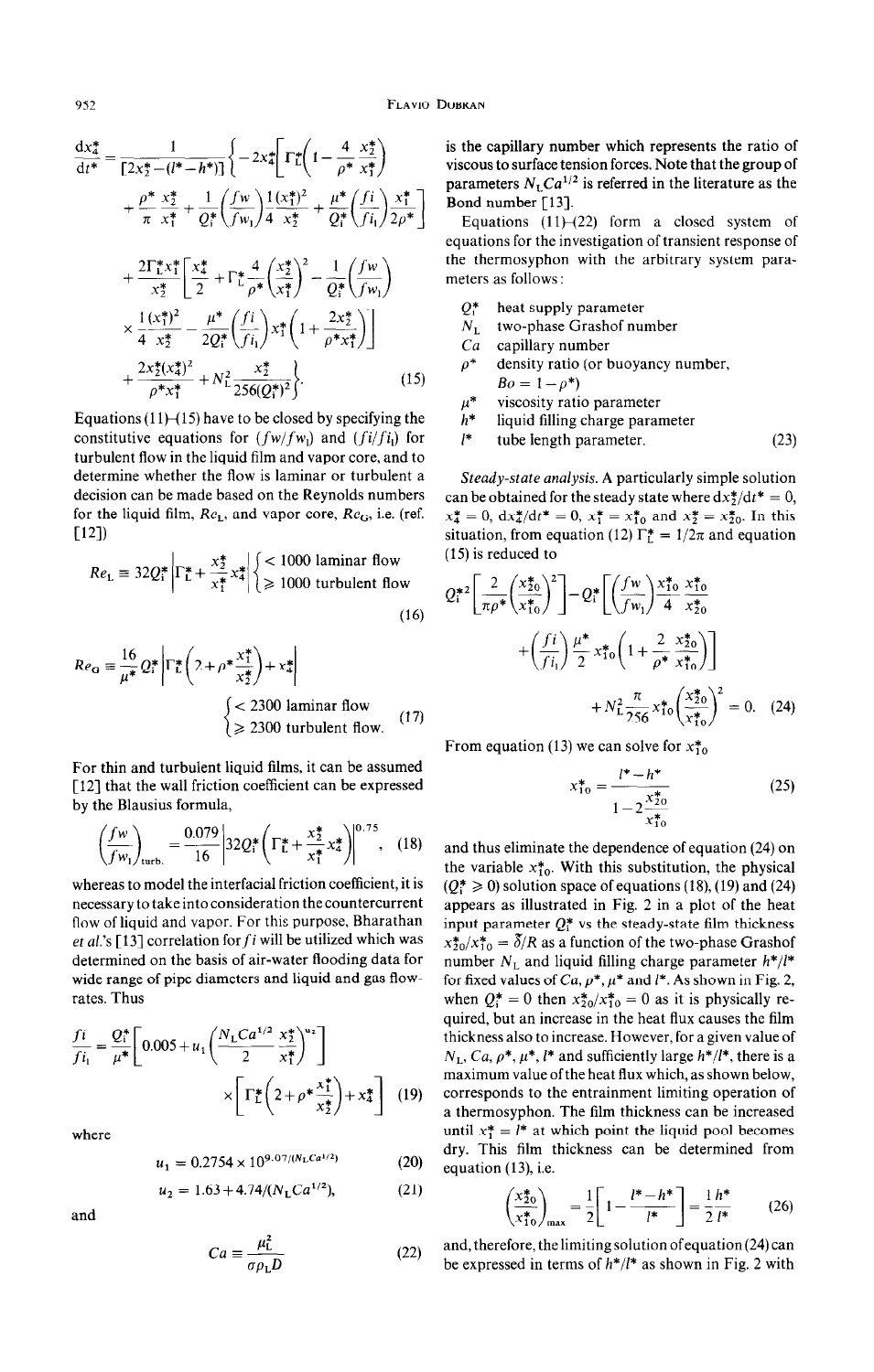$$
\frac{dx_4^*}{dt^*} = \frac{1}{[2x_2^* - (l^* - h^*)]}\left\{-2x_4^*\left[\Gamma_L^*\left(1 - \frac{4}{\rho^*}\frac{x_2^*}{x_1^*}\right)\right.\right.
$$

$$
\left. + \frac{\rho^*}{\pi}\frac{x_2^*}{x_1^*} + \frac{1}{Q_i^*}\left(\frac{fw}{fw_l}\right)\frac{1}{4}\frac{(x_1^*)^2}{x_2^*} + \frac{\mu^*}{Q_i^*}\left(\frac{fi}{fi_l}\right)\frac{x_1^*}{2\rho^*}\right]
$$

$$
+ \frac{2\Gamma_L^* x_1^*}{x_2^*}\left[\frac{x_4^*}{2} + \Gamma_L^*\frac{4}{\rho^*}\left(\frac{x_2^*}{x_1^*}\right)^2 - \frac{1}{Q_i^*}\left(\frac{fw}{fw_l}\right)\right.
$$

$$
\left. \times \frac{1}{4}\frac{(x_1^*)^2}{x_2^*} - \frac{\mu^*}{2Q_i^*}\left(\frac{fi}{fi_l}\right)x_1^*\left(1 + \frac{2x_2^*}{\rho^* x_1^*}\right)\right]
$$

$$
\left. + \frac{2x_2^*(x_4^*)^2}{\rho^* x_1^*} + N_L^2\frac{x_2^*}{256(Q_i^*)^2}\right\}. \quad (15)
$$

Equations (11)–(15) have to be closed by specifying the constitutive equations for $(fw/fw_l)$ and $(fi/fi_l)$ for turbulent flow in the liquid film and vapor core, and to determine whether the flow is laminar or turbulent a decision can be made based on the Reynolds numbers for the liquid film, $Re_L$, and vapor core, $Re_G$, i.e. (ref. [12])

$$
Re_L \equiv 32Q_i^*\left|\Gamma_L^* + \frac{x_2^*}{x_1^*}x_4^*\right| \begin{cases} < 1000 \text{ laminar flow} \\ \geq 1000 \text{ turbulent flow} \end{cases} \quad (16)
$$

$$
Re_G \equiv \frac{16}{\mu^*}Q_i^*\left|\Gamma_L^*\left(2 + \rho^*\frac{x_1^*}{x_2^*}\right) + x_4^*\right|
$$

$$
\begin{cases} < 2300 \text{ laminar flow} \\ \geq 2300 \text{ turbulent flow.} \end{cases} \quad (17)
$$

For thin and turbulent liquid films, it can be assumed [12] that the wall friction coefficient can be expressed by the Blausius formula,

$$
\left(\frac{fw}{fw_l}\right)_{\text{turb.}} = \frac{0.079}{16}\left|32Q_i^*\left(\Gamma_L^* + \frac{x_2^*}{x_1^*}x_4^*\right)\right|^{0.75}, \quad (18)
$$

whereas to model the interfacial friction coefficient, it is necessary to take into consideration the countercurrent flow of liquid and vapor. For this purpose, Bharathan *et al.*'s [13] correlation for $fi$ will be utilized which was determined on the basis of air-water flooding data for wide range of pipe diameters and liquid and gas flow-rates. Thus

$$
\frac{fi}{fi_l} = \frac{Q_i^*}{\mu^*}\left[0.005 + u_1\left(\frac{N_L Ca^{1/2}}{2}\frac{x_2^*}{x_1^*}\right)^{u_2}\right]
$$

$$
\times\left[\Gamma_L^*\left(2 + \rho^*\frac{x_1^*}{x_2^*}\right) + x_4^*\right] \quad (19)
$$

where

$$
u_1 = 0.2754 \times 10^{9.07/(N_L Ca^{1/2})} \quad (20)
$$

$$
u_2 = 1.63 + 4.74/(N_L Ca^{1/2}), \quad (21)
$$

and

$$
Ca \equiv \frac{\mu_L^2}{\sigma \rho_L D} \quad (22)
$$

is the capillary number which represents the ratio of viscous to surface tension forces. Note that the group of parameters $N_L Ca^{1/2}$ is referred in the literature as the Bond number [13].

Equations (11)–(22) form a closed system of equations for the investigation of transient response of the thermosyphon with the arbitrary system parameters as follows:

- $Q_i^*$ heat supply parameter
- $N_L$ two-phase Grashof number
- $Ca$ capillary number
- $\rho^*$ density ratio (or buoyancy number, $Bo = 1 - \rho^*$)
- $\mu^*$ viscosity ratio parameter
- $h^*$ liquid filling charge parameter
- $l^*$ tube length parameter. (23)

*Steady-state analysis.* A particularly simple solution can be obtained for the steady state where $dx_2^*/dt^* = 0$, $x_4^* = 0$, $dx_4^*/dt^* = 0$, $x_1^* = x_{10}^*$ and $x_2^* = x_{20}^*$. In this situation, from equation (12) $\Gamma_L^* = 1/2\pi$ and equation (15) is reduced to

$$
Q_i^{*2}\left[\frac{2}{\pi\rho^*}\left(\frac{x_{20}^*}{x_{10}^*}\right)^2\right] - Q_i^*\left[\left(\frac{fw}{fw_l}\right)\frac{x_{10}^*}{4}\frac{x_{10}^*}{x_{20}^*}\right.
$$

$$
\left. + \left(\frac{fi}{fi_l}\right)\frac{\mu^*}{2}x_{10}^*\left(1 + \frac{2}{\rho^*}\frac{x_{20}^*}{x_{10}^*}\right)\right]
$$

$$
+ N_L^2\frac{\pi}{256}x_{10}^*\left(\frac{x_{20}^*}{x_{10}^*}\right)^2 = 0. \quad (24)
$$

From equation (13) we can solve for $x_{10}^*$

$$
x_{10}^* = \frac{l^* - h^*}{1 - 2\dfrac{x_{20}^*}{x_{10}^*}} \quad (25)
$$

and thus eliminate the dependence of equation (24) on the variable $x_{10}^*$. With this substitution, the physical ($Q_i^* \geq 0$) solution space of equations (18), (19) and (24) appears as illustrated in Fig. 2 in a plot of the heat input parameter $Q_i^*$ vs the steady-state film thickness $x_{20}^*/x_{10}^* = \bar{\delta}/R$ as a function of the two-phase Grashof number $N_L$ and liquid filling charge parameter $h^*/l^*$ for fixed values of $Ca$, $\rho^*$, $\mu^*$ and $l^*$. As shown in Fig. 2, when $Q_i^* = 0$ then $x_{20}^*/x_{10}^* = 0$ as it is physically required, but an increase in the heat flux causes the film thickness also to increase. However, for a given value of $N_L$, $Ca$, $\rho^*$, $\mu^*$, $l^*$ and sufficiently large $h^*/l^*$, there is a maximum value of the heat flux which, as shown below, corresponds to the entrainment limiting operation of a thermosyphon. The film thickness can be increased until $x_1^* = l^*$ at which point the liquid pool becomes dry. This film thickness can be determined from equation (13), i.e.

$$
\left(\frac{x_{20}^*}{x_{10}^*}\right)_{\max} = \frac{1}{2}\left[1 - \frac{l^* - h^*}{l^*}\right] = \frac{1}{2}\frac{h^*}{l^*} \quad (26)
$$

and, therefore, the limiting solution of equation (24) can be expressed in terms of $h^*/l^*$ as shown in Fig. 2 with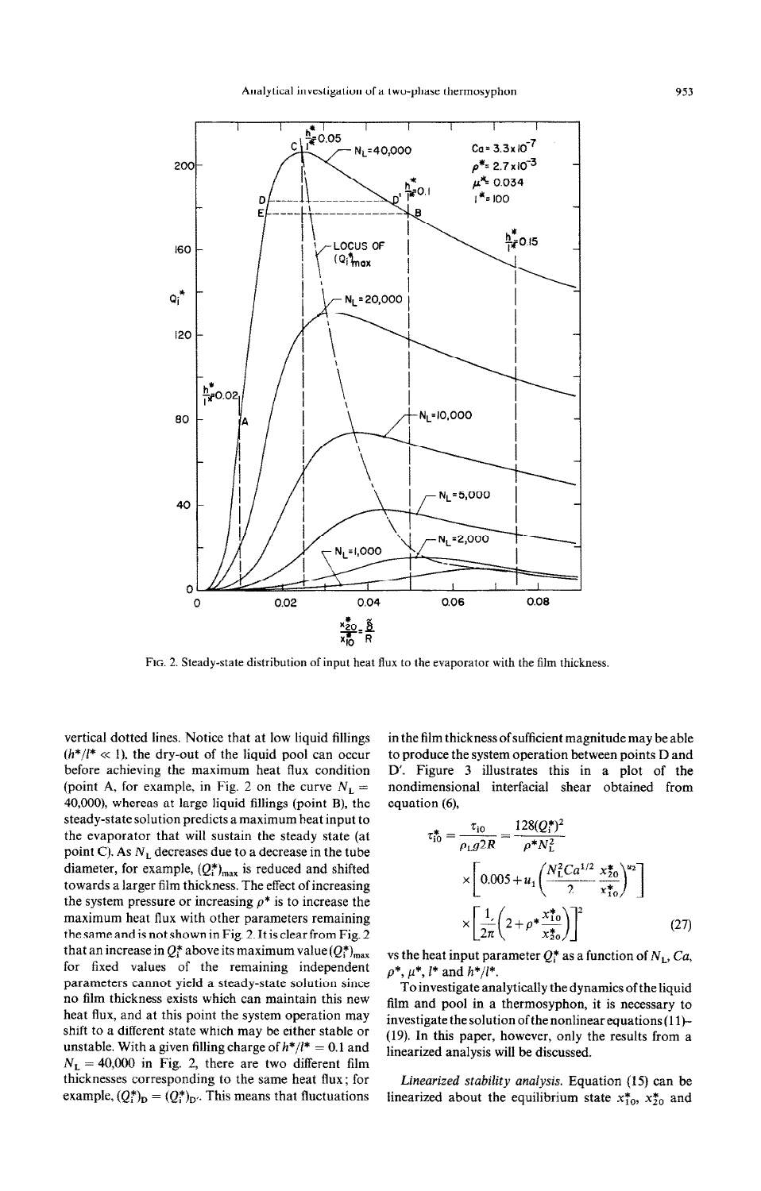FIG. 2. Steady-state distribution of input heat flux to the evaporator with the film thickness.

vertical dotted lines. Notice that at low liquid fillings ($h^*/l^* \ll 1$), the dry-out of the liquid pool can occur before achieving the maximum heat flux condition (point A, for example, in Fig. 2 on the curve $N_L = 40{,}000$), whereas at large liquid fillings (point B), the steady-state solution predicts a maximum heat input to the evaporator that will sustain the steady state (at point C). As $N_L$ decreases due to a decrease in the tube diameter, for example, $(Q_i^*)_{max}$ is reduced and shifted towards a larger film thickness. The effect of increasing the system pressure or increasing $\rho^*$ is to increase the maximum heat flux with other parameters remaining the same and is not shown in Fig. 2. It is clear from Fig. 2 that an increase in $Q_i^*$ above its maximum value $(Q_i^*)_{max}$ for fixed values of the remaining independent parameters cannot yield a steady-state solution since no film thickness exists which can maintain this new heat flux, and at this point the system operation may shift to a different state which may be either stable or unstable. With a given filling charge of $h^*/l^* = 0.1$ and $N_L = 40{,}000$ in Fig. 2, there are two different film thicknesses corresponding to the same heat flux; for example, $(Q_i^*)_D = (Q_i^*)_{D'}$. This means that fluctuations in the film thickness of sufficient magnitude may be able to produce the system operation between points D and D'. Figure 3 illustrates this in a plot of the nondimensional interfacial shear obtained from equation (6),

$$\tau_{i0}^* = \frac{\tau_{i0}}{\rho_L g 2R} = \frac{128(Q_i^*)^2}{\rho^* N_L^2} \times \left[0.005 + u_1\left(\frac{N_L^2 Ca^{1/2}}{2}\frac{x_{20}^*}{x_{10}^*}\right)^{u_2}\right] \times \left[\frac{1}{2\pi}\left(2 + \rho^* \frac{x_{10}^*}{x_{20}^*}\right)\right]^2 \tag{27}$$

vs the heat input parameter $Q_i^*$ as a function of $N_L$, $Ca$, $\rho^*$, $\mu^*$, $l^*$ and $h^*/l^*$.

To investigate analytically the dynamics of the liquid film and pool in a thermosyphon, it is necessary to investigate the solution of the nonlinear equations (11)–(19). In this paper, however, only the results from a linearized analysis will be discussed.

*Linearized stability analysis.* Equation (15) can be linearized about the equilibrium state $x_{10}^*$, $x_{20}^*$ and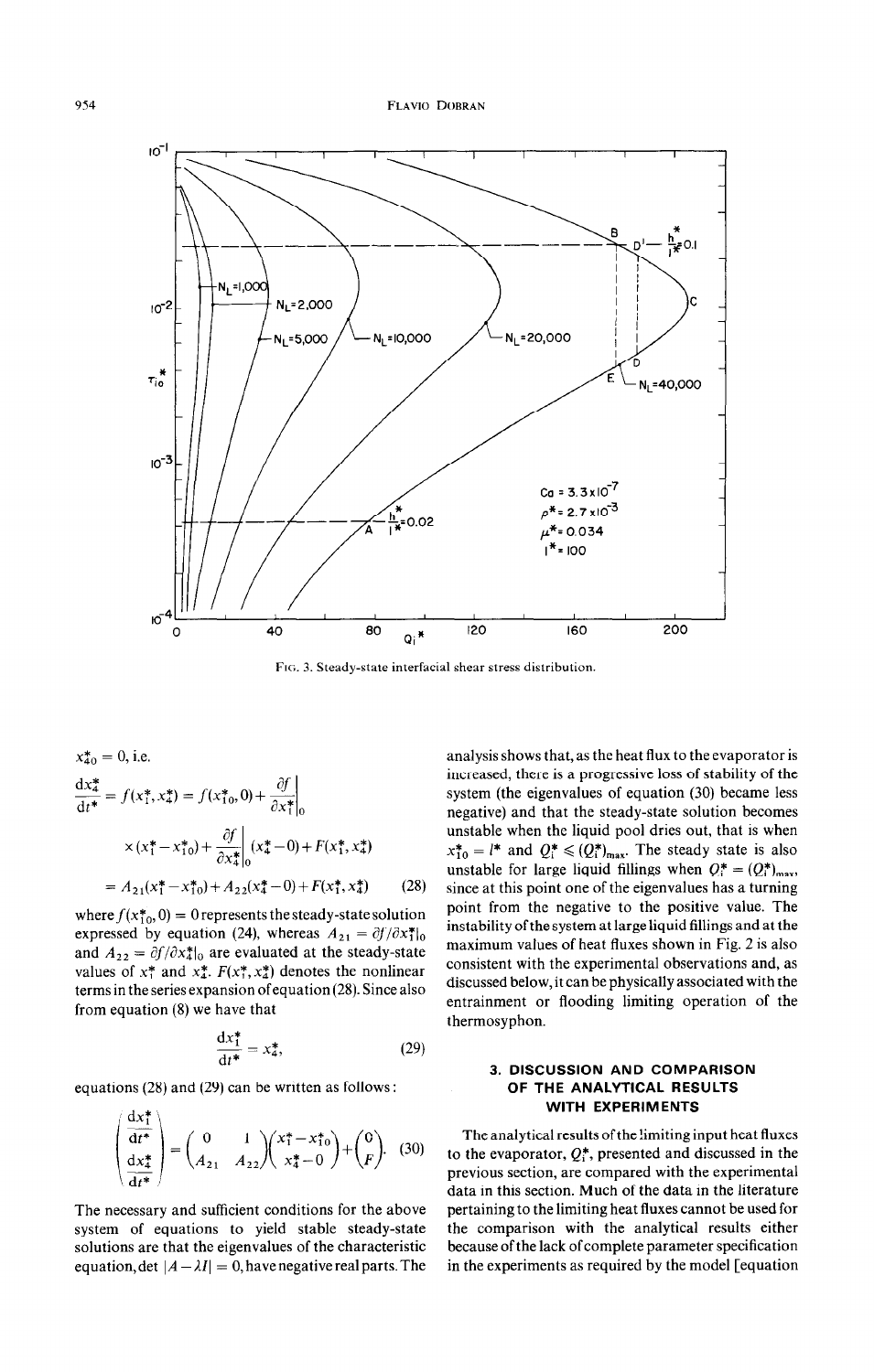FIG. 3. Steady-state interfacial shear stress distribution.

$x_{40}^* = 0$, i.e.

$$\frac{dx_4^*}{dt^*} = f(x_1^*, x_4^*) = f(x_{10}^*, 0) + \left.\frac{\partial f}{\partial x_1^*}\right|_0 \times (x_1^* - x_{10}^*) + \left.\frac{\partial f}{\partial x_4^*}\right|_0 (x_4^* - 0) + F(x_1^*, x_4^*)$$

$$= A_{21}(x_1^* - x_{10}^*) + A_{22}(x_4^* - 0) + F(x_1^*, x_4^*) \quad (28)$$

where $f(x_{10}^*, 0) = 0$ represents the steady-state solution expressed by equation (24), whereas $A_{21} = \partial f/\partial x_1^*|_0$ and $A_{22} = \partial f/\partial x_4^*|_0$ are evaluated at the steady-state values of $x_1^*$ and $x_4^*$. $F(x_1^*, x_4^*)$ denotes the nonlinear terms in the series expansion of equation (28). Since also from equation (8) we have that

$$\frac{dx_1^*}{dt^*} = x_4^*, \quad (29)$$

equations (28) and (29) can be written as follows:

$$\begin{pmatrix} \dfrac{dx_1^*}{dt^*} \\ \dfrac{dx_4^*}{dt^*} \end{pmatrix} = \begin{pmatrix} 0 & 1 \\ A_{21} & A_{22} \end{pmatrix} \begin{pmatrix} x_1^* - x_{10}^* \\ x_4^* - 0 \end{pmatrix} + \begin{pmatrix} 0 \\ F \end{pmatrix}. \quad (30)$$

The necessary and sufficient conditions for the above system of equations to yield stable steady-state solutions are that the eigenvalues of the characteristic equation, $\det |A - \lambda I| = 0$, have negative real parts. The analysis shows that, as the heat flux to the evaporator is increased, there is a progressive loss of stability of the system (the eigenvalues of equation (30) became less negative) and that the steady-state solution becomes unstable when the liquid pool dries out, that is when $x_{10}^* = l^*$ and $Q_i^* \leqslant (Q_i^*)_{max}$. The steady state is also unstable for large liquid fillings when $Q_i^* = (Q_i^*)_{max}$, since at this point one of the eigenvalues has a turning point from the negative to the positive value. The instability of the system at large liquid fillings and at the maximum values of heat fluxes shown in Fig. 2 is also consistent with the experimental observations and, as discussed below, it can be physically associated with the entrainment or flooding limiting operation of the thermosyphon.

## 3. DISCUSSION AND COMPARISON OF THE ANALYTICAL RESULTS WITH EXPERIMENTS

The analytical results of the limiting input heat fluxes to the evaporator, $Q_i^*$, presented and discussed in the previous section, are compared with the experimental data in this section. Much of the data in the literature pertaining to the limiting heat fluxes cannot be used for the comparison with the analytical results either because of the lack of complete parameter specification in the experiments as required by the model [equation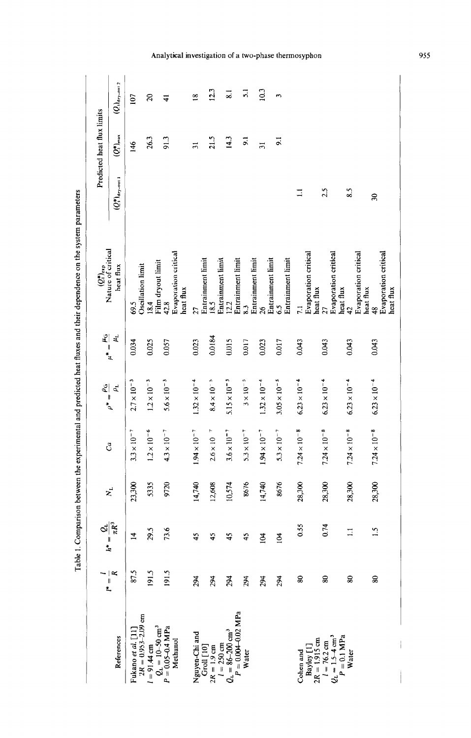Table 1. Comparison between the experimental and predicted heat fluxes and their dependence on the system parameters

| References | $l^* = \frac{l}{R}$ | $h^* = \frac{Q_L}{\pi R^3}$ | $N_L$ | $Ca$ | $\rho^* = \frac{\rho_G}{\rho_L}$ | $\mu^* = \frac{\mu_G}{\mu_L}$ | $(Q_1^*)_{exp}$ Nature of critical heat flux | Predicted heat flux limits | | |
|---|---|---|---|---|---|---|---|---|---|---|
| | | | | | | | | $(Q_1^*)_{dry\text{-}out\,1}$ | $(Q_1^*)_{max}$ | $(Q_1)_{dry\text{-}out\,2}$ |
| Fukano *et al.* [11] $2R = 0.953$–$2.09$ cm $l = 91.44$ cm $Q_L = 10$–$50$ cm$^3$ $P = 0.05$–$0.4$ MPa Methanol | 87.5 | 14 | 23,300 | $3.3 \times 10^{-7}$ | $2.7 \times 10^{-3}$ | 0.034 | 69.5 Oscillation limit | | 146 | 107 |
| | 191.5 | 29.5 | 5335 | $1.2 \times 10^{-6}$ | $1.2 \times 10^{-3}$ | 0.025 | 18.4 Film dryout limit | | 26.3 | 20 |
| | 191.5 | 73.6 | 9720 | $4.3 \times 10^{-7}$ | $5.6 \times 10^{-3}$ | 0.057 | 42.8 Evaporation critical heat flux | | 91.3 | 41 |
| Nguyen-Chi and Groll [10] $2R = 1.9$ cm $l = 250$ cm $Q_L = 86$–$200$ cm$^3$ $P = 0.004$–$0.02$ MPa Water | 294 | 45 | 14,740 | $1.94 \times 10^{-7}$ | $1.32 \times 10^{-4}$ | 0.023 | 27 Entrainment limit | | 31 | 18 |
| | 294 | 45 | 12,608 | $2.6 \times 10^{-7}$ | $8.4 \times 10^{-5}$ | 0.0184 | 18.5 Entrainment limit | | 21.5 | 12.3 |
| | 294 | 45 | 10,574 | $3.6 \times 10^{-7}$ | $5.15 \times 10^{-5}$ | 0.015 | 12.2 Entrainment limit | | 14.3 | 8.1 |
| | 294 | 45 | 8676 | $5.3 \times 10^{-7}$ | $3 \times 10^{-5}$ | 0.017 | 8.3 Entrainment limit | | 9.1 | 5.1 |
| | 294 | 104 | 14,740 | $1.94 \times 10^{-7}$ | $1.32 \times 10^{-4}$ | 0.023 | 26 Entrainment limit | | 31 | 10.3 |
| | 294 | 104 | 8676 | $5.3 \times 10^{-7}$ | $3.05 \times 10^{-5}$ | 0.017 | 6.5 Entrainment limit | | 9.1 | 3 |
| Cohen and Bayley [1] $2R = 1.915$ cm $l = 76.2$ cm $Q_L = 1.5$–$4$ cm$^3$ $P = 0.1$ MPa Water | 80 | 0.55 | 28,300 | $7.24 \times 10^{-8}$ | $6.23 \times 10^{-4}$ | 0.043 | 7.1 Evaporation critical heat flux | 1.1 | | |
| | 80 | 0.74 | 28,300 | $7.24 \times 10^{-8}$ | $6.23 \times 10^{-4}$ | 0.043 | 27 Evaporation critical heat flux | 2.5 | | |
| | 80 | 1.1 | 28,300 | $7.24 \times 10^{-8}$ | $6.23 \times 10^{-4}$ | 0.043 | 42 Evaporation critical heat flux | 8.5 | | |
| | 80 | 1.5 | 28,300 | $7.24 \times 10^{-8}$ | $6.23 \times 10^{-4}$ | 0.043 | 48 Evaporation critical heat flux | 30 | | |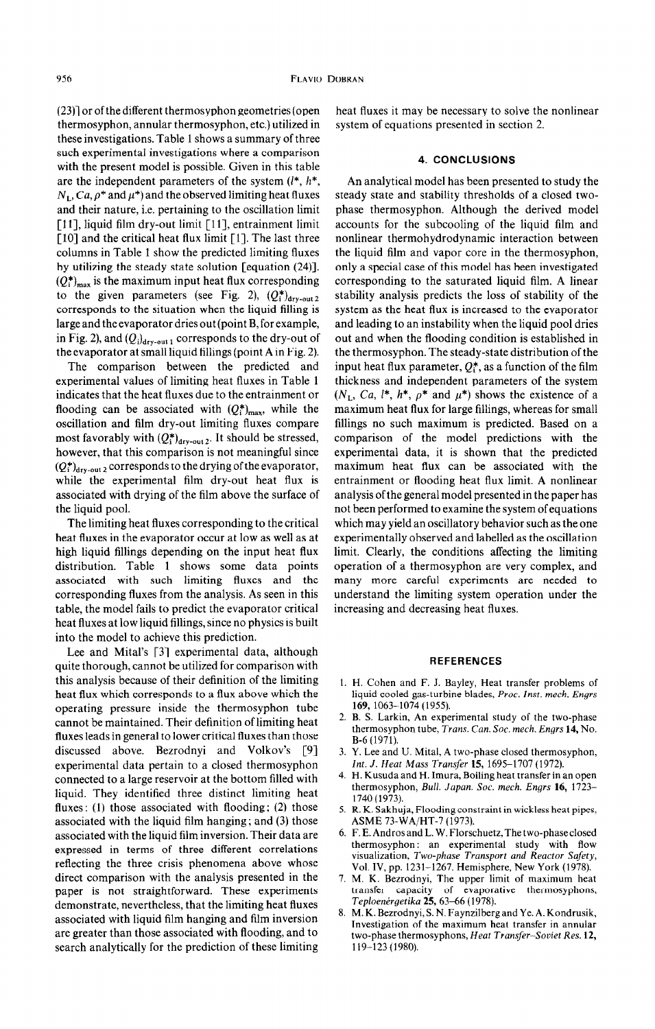(23)] or of the different thermosyphon geometries (open thermosyphon, annular thermosyphon, etc.) utilized in these investigations. Table 1 shows a summary of three such experimental investigations where a comparison with the present model is possible. Given in this table are the independent parameters of the system ($l^*$, $h^*$, $N_L$, $Ca$, $\rho^*$ and $\mu^*$) and the observed limiting heat fluxes and their nature, i.e. pertaining to the oscillation limit [11], liquid film dry-out limit [11], entrainment limit [10] and the critical heat flux limit [1]. The last three columns in Table 1 show the predicted limiting fluxes by utilizing the steady state solution [equation (24)]. $(Q_i^*)_{max}$ is the maximum input heat flux corresponding to the given parameters (see Fig. 2), $(Q_i^*)_{dry\text{-}out\,2}$ corresponds to the situation when the liquid filling is large and the evaporator dries out (point B, for example, in Fig. 2), and $(Q_i)_{dry\text{-}out\,1}$ corresponds to the dry-out of the evaporator at small liquid fillings (point A in Fig. 2).

The comparison between the predicted and experimental values of limiting heat fluxes in Table 1 indicates that the heat fluxes due to the entrainment or flooding can be associated with $(Q_i^*)_{max}$, while the oscillation and film dry-out limiting fluxes compare most favorably with $(Q_i^*)_{dry\text{-}out\,2}$. It should be stressed, however, that this comparison is not meaningful since $(Q_i^*)_{dry\text{-}out\,2}$ corresponds to the drying of the evaporator, while the experimental film dry-out heat flux is associated with drying of the film above the surface of the liquid pool.

The limiting heat fluxes corresponding to the critical heat fluxes in the evaporator occur at low as well as at high liquid fillings depending on the input heat flux distribution. Table 1 shows some data points associated with such limiting fluxes and the corresponding fluxes from the analysis. As seen in this table, the model fails to predict the evaporator critical heat fluxes at low liquid fillings, since no physics is built into the model to achieve this prediction.

Lee and Mital's [3] experimental data, although quite thorough, cannot be utilized for comparison with this analysis because of their definition of the limiting heat flux which corresponds to a flux above which the operating pressure inside the thermosyphon tube cannot be maintained. Their definition of limiting heat fluxes leads in general to lower critical fluxes than those discussed above. Bezrodnyi and Volkov's [9] experimental data pertain to a closed thermosyphon connected to a large reservoir at the bottom filled with liquid. They identified three distinct limiting heat fluxes: (1) those associated with flooding; (2) those associated with the liquid film hanging; and (3) those associated with the liquid film inversion. Their data are expressed in terms of three different correlations reflecting the three crisis phenomena above whose direct comparison with the analysis presented in the paper is not straightforward. These experiments demonstrate, nevertheless, that the limiting heat fluxes associated with liquid film hanging and film inversion are greater than those associated with flooding, and to search analytically for the prediction of these limiting heat fluxes it may be necessary to solve the nonlinear system of equations presented in section 2.

## 4. CONCLUSIONS

An analytical model has been presented to study the steady state and stability thresholds of a closed two-phase thermosyphon. Although the derived model accounts for the subcooling of the liquid film and nonlinear thermohydrodynamic interaction between the liquid film and vapor core in the thermosyphon, only a special case of this model has been investigated corresponding to the saturated liquid film. A linear stability analysis predicts the loss of stability of the system as the heat flux is increased to the evaporator and leading to an instability when the liquid pool dries out and when the flooding condition is established in the thermosyphon. The steady-state distribution of the input heat flux parameter, $Q_i^*$, as a function of the film thickness and independent parameters of the system ($N_L$, $Ca$, $l^*$, $h^*$, $\rho^*$ and $\mu^*$) shows the existence of a maximum heat flux for large fillings, whereas for small fillings no such maximum is predicted. Based on a comparison of the model predictions with the experimental data, it is shown that the predicted maximum heat flux can be associated with the entrainment or flooding heat flux limit. A nonlinear analysis of the general model presented in the paper has not been performed to examine the system of equations which may yield an oscillatory behavior such as the one experimentally observed and labelled as the oscillation limit. Clearly, the conditions affecting the limiting operation of a thermosyphon are very complex, and many more careful experiments are needed to understand the limiting system operation under the increasing and decreasing heat fluxes.

## REFERENCES

1. H. Cohen and F. J. Bayley, Heat transfer problems of liquid cooled gas-turbine blades, *Proc. Inst. mech. Engrs* **169**, 1063–1074 (1955).
2. B. S. Larkin, An experimental study of the two-phase thermosyphon tube, *Trans. Can. Soc. mech. Engrs* **14**, No. B-6 (1971).
3. Y. Lee and U. Mital, A two-phase closed thermosyphon, *Int. J. Heat Mass Transfer* **15**, 1695–1707 (1972).
4. H. Kusuda and H. Imura, Boiling heat transfer in an open thermosyphon, *Bull. Japan. Soc. mech. Engrs* **16**, 1723–1740 (1973).
5. R. K. Sakhuja, Flooding constraint in wickless heat pipes, ASME 73-WA/HT-7 (1973).
6. F. E. Andros and L. W. Florschuetz, The two-phase closed thermosyphon: an experimental study with flow visualization, *Two-phase Transport and Reactor Safety*, Vol. IV, pp. 1231–1267. Hemisphere, New York (1978).
7. M. K. Bezrodnyi, The upper limit of maximum heat transfer capacity of evaporative thermosyphons, *Teploenérgetika* **25**, 63–66 (1978).
8. M. K. Bezrodnyi, S. N. Faynzilberg and Ye. A. Kondrusik, Investigation of the maximum heat transfer in annular two-phase thermosyphons, *Heat Transfer–Soviet Res.* **12**, 119–123 (1980).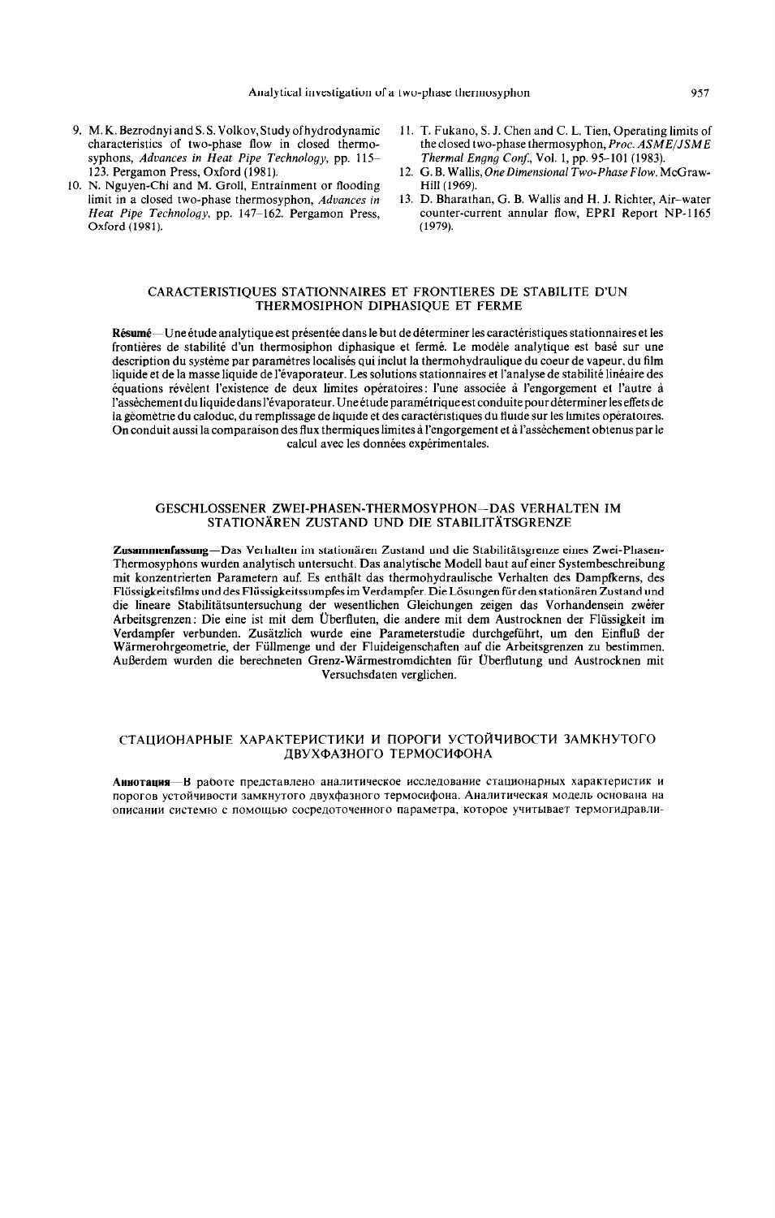9. M. K. Bezrodnyi and S. S. Volkov, Study of hydrodynamic characteristics of two-phase flow in closed thermosyphons, *Advances in Heat Pipe Technology*, pp. 115–123. Pergamon Press, Oxford (1981).
10. N. Nguyen-Chi and M. Groll, Entrainment or flooding limit in a closed two-phase thermosyphon, *Advances in Heat Pipe Technology*, pp. 147–162. Pergamon Press, Oxford (1981).
11. T. Fukano, S. J. Chen and C. L. Tien, Operating limits of the closed two-phase thermosyphon, *Proc. ASME/JSME Thermal Engng Conf.*, Vol. 1, pp. 95–101 (1983).
12. G. B. Wallis, *One Dimensional Two-Phase Flow*. McGraw-Hill (1969).
13. D. Bharathan, G. B. Wallis and H. J. Richter, Air–water counter-current annular flow, EPRI Report NP-1165 (1979).

## CARACTERISTIQUES STATIONNAIRES ET FRONTIERES DE STABILITE D'UN THERMOSIPHON DIPHASIQUE ET FERME

**Résumé**—Une étude analytique est présentée dans le but de déterminer les caractéristiques stationnaires et les frontières de stabilité d'un thermosiphon diphasique et fermé. Le modèle analytique est basé sur une description du système par paramètres localisés qui inclut la thermohydraulique du coeur de vapeur, du film liquide et de la masse liquide de l'évaporateur. Les solutions stationnaires et l'analyse de stabilité linéaire des équations révèlent l'existence de deux limites opératoires: l'une associée à l'engorgement et l'autre à l'assèchement du liquide dans l'évaporateur. Une étude paramétrique est conduite pour déterminer les effets de la géométrie du caloduc, du remplissage de liquide et des caractéristiques du fluide sur les limites opératoires. On conduit aussi la comparaison des flux thermiques limites à l'engorgement et à l'assèchement obtenus par le calcul avec les données expérimentales.

## GESCHLOSSENER ZWEI-PHASEN-THERMOSYPHON—DAS VERHALTEN IM STATIONÄREN ZUSTAND UND DIE STABILITÄTSGRENZE

**Zusammenfassung**—Das Verhalten im stationären Zustand und die Stabilitätsgrenze eines Zwei-Phasen-Thermosyphons wurden analytisch untersucht. Das analytische Modell baut auf einer Systembeschreibung mit konzentrierten Parametern auf. Es enthält das thermohydraulische Verhalten des Dampfkerns, des Flüssigkeitsfilms und des Flüssigkeitssumpfes im Verdampfer. Die Lösungen für den stationären Zustand und die lineare Stabilitätsuntersuchung der wesentlichen Gleichungen zeigen das Vorhandensein zweier Arbeitsgrenzen: Die eine ist mit dem Überfluten, die andere mit dem Austrocknen der Flüssigkeit im Verdampfer verbunden. Zusätzlich wurde eine Parameterstudie durchgeführt, um den Einfluß der Wärmerohrgeometrie, der Füllmenge und der Fluideigenschaften auf die Arbeitsgrenzen zu bestimmen. Außerdem wurden die berechneten Grenz-Wärmestromdichten für Überflutung und Austrocknen mit Versuchsdaten verglichen.

## СТАЦИОНАРНЫЕ ХАРАКТЕРИСТИКИ И ПОРОГИ УСТОЙЧИВОСТИ ЗАМКНУТОГО ДВУХФАЗНОГО ТЕРМОСИФОНА

**Аннотация**—В работе представлено аналитическое исследование стационарных характеристик и порогов устойчивости замкнутого двухфазного термосифона. Аналитическая модель основана на описании системы с помощью сосредоточенного параметра, которое учитывает термогидравли-